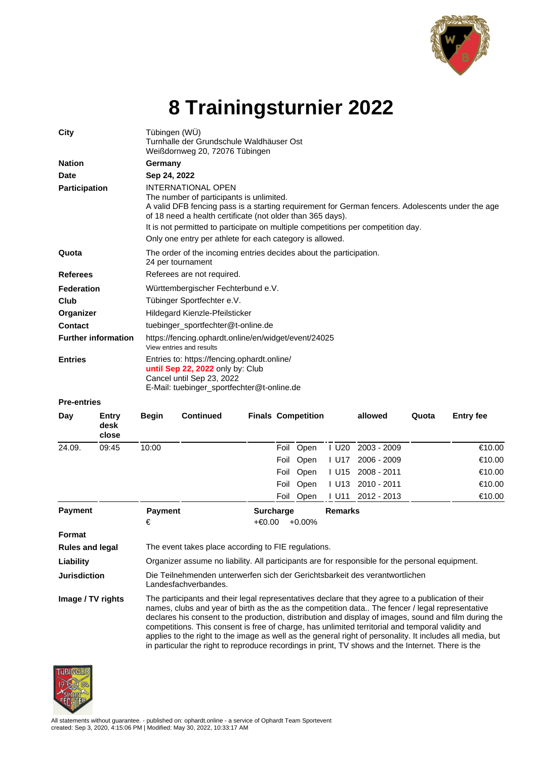# 8 Trainingsturnier 2022

**City**
Tübingen (WÜ)
Turnhalle der Grundschule Waldhäuser Ost
Weißdornweg 20, 72076 Tübingen

**Nation**
**Germany**

**Date**
**Sep 24, 2022**

**Participation**
INTERNATIONAL OPEN
The number of participants is unlimited.
A valid DFB fencing pass is a starting requirement for German fencers. Adolescents under the age of 18 need a health certificate (not older than 365 days).
It is not permitted to participate on multiple competitions per competition day.
Only one entry per athlete for each category is allowed.

**Quota**
The order of the incoming entries decides about the participation.
24 per tournament

**Referees**
Referees are not required.

**Federation**
Württembergischer Fechterbund e.V.

**Club**
Tübinger Sportfechter e.V.

**Organizer**
Hildegard Kienzle-Pfeilsticker

**Contact**
tuebinger_sportfechter@t-online.de

**Further information**
https://fencing.ophardt.online/en/widget/event/24025
View entries and results

**Entries**
Entries to: https://fencing.ophardt.online/
**until Sep 22, 2022** only by: Club
Cancel until Sep 23, 2022
E-Mail: tuebinger_sportfechter@t-online.de

**Pre-entries**

| Day | Entry desk close | Begin | Continued | Finals | Competition | | | allowed | Quota | Entry fee |
|---|---|---|---|---|---|---|---|---|---|---|
| 24.09. | 09:45 | 10:00 | | | Foil | Open | I U20 | 2003 - 2009 | | €10.00 |
| | | | | | Foil | Open | I U17 | 2006 - 2009 | | €10.00 |
| | | | | | Foil | Open | I U15 | 2008 - 2011 | | €10.00 |
| | | | | | Foil | Open | I U13 | 2010 - 2011 | | €10.00 |
| | | | | | Foil | Open | I U11 | 2012 - 2013 | | €10.00 |

**Payment**

| Payment | Surcharge | | Remarks |
|---|---|---|---|
| € | +€0.00 | +0.00% | |

**Format**

**Rules and legal**
The event takes place according to FIE regulations.

**Liability**
Organizer assume no liability. All participants are for responsible for the personal equipment.

**Jurisdiction**
Die Teilnehmenden unterwerfen sich der Gerichtsbarkeit des verantwortlichen Landesfachverbandes.

**Image / TV rights**
The participants and their legal representatives declare that they agree to a publication of their names, clubs and year of birth as the as the competition data.. The fencer / legal representative declares his consent to the production, distribution and display of images, sound and film during the competitions. This consent is free of charge, has unlimited territorial and temporal validity and applies to the right to the image as well as the general right of personality. It includes all media, but in particular the right to reproduce recordings in print, TV shows and the Internet. There is the

All statements without guarantee. - published on: ophardt.online - a service of Ophardt Team Sportevent
created: Sep 3, 2020, 4:15:06 PM | Modified: May 30, 2022, 10:33:17 AM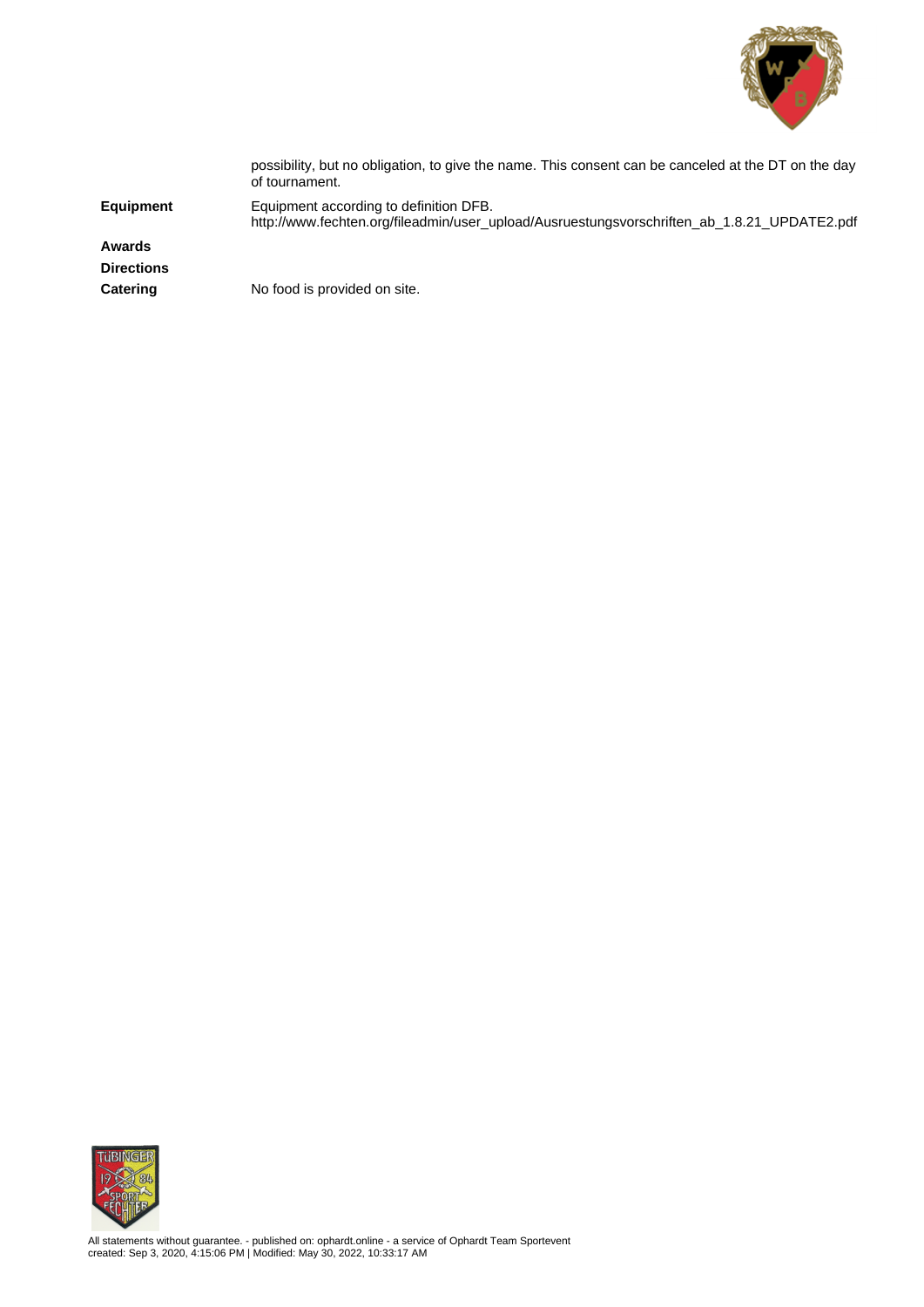| | |
|---|---|
| | possibility, but no obligation, to give the name. This consent can be canceled at the DT on the day of tournament. |
| **Equipment** | Equipment according to definition DFB.<br>http://www.fechten.org/fileadmin/user_upload/Ausruestungsvorschriften_ab_1.8.21_UPDATE2.pdf |
| **Awards** | |
| **Directions** | |
| **Catering** | No food is provided on site. |

All statements without guarantee. - published on: ophardt.online - a service of Ophardt Team Sportevent
created: Sep 3, 2020, 4:15:06 PM | Modified: May 30, 2022, 10:33:17 AM